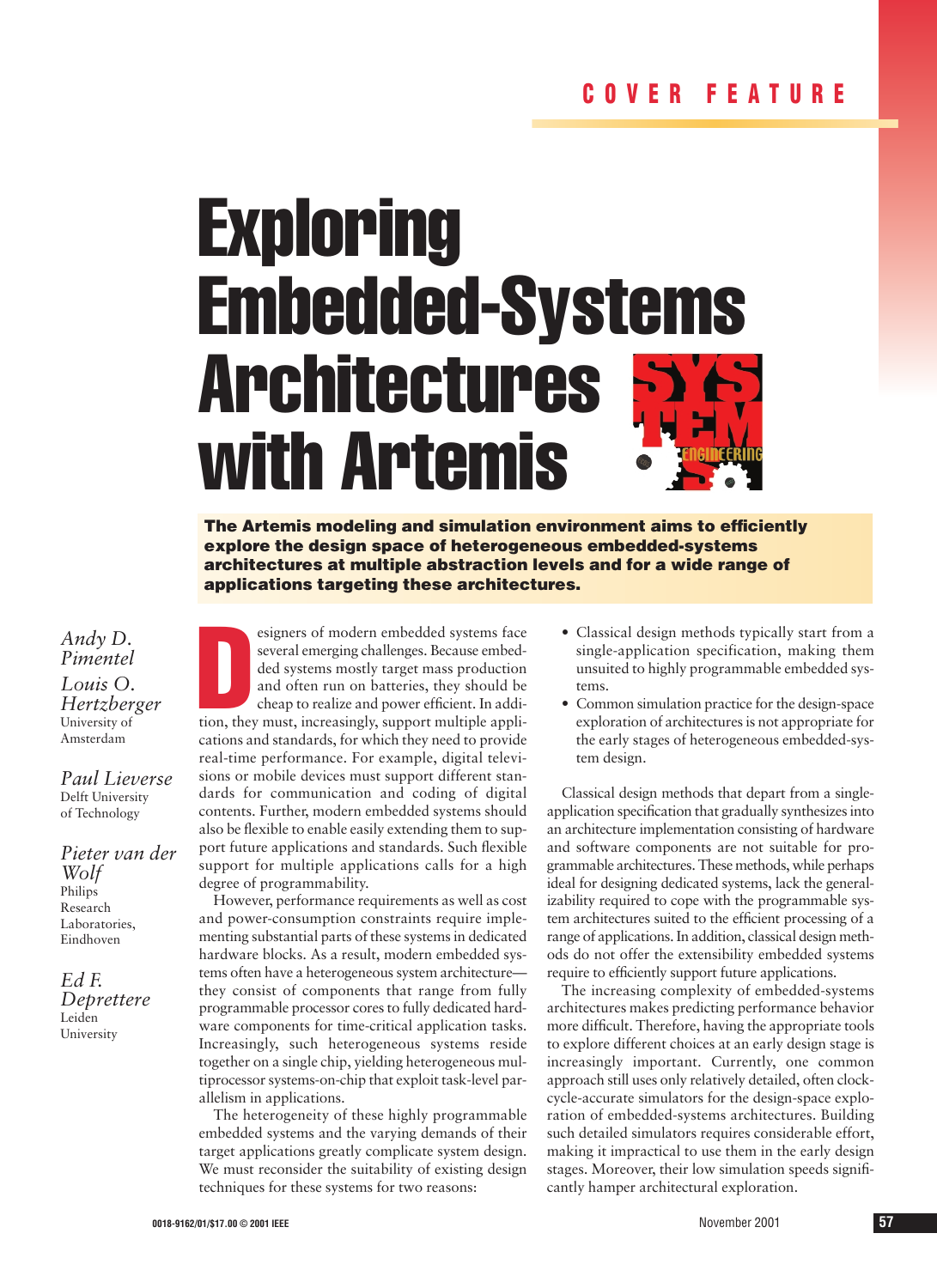COVER FEATURE

# Exploring Embedded-Systems Architectures with Artemis

**The Artemis modeling and simulation environment aims to efficiently explore the design space of heterogeneous embedded-systems architectures at multiple abstraction levels and for a wide range of applications targeting these architectures.**

*Andy D. Pimentel*
*Louis O. Hertzberger*
University of Amsterdam

*Paul Lieverse*
Delft University of Technology

*Pieter van der Wolf*
Philips Research Laboratories, Eindhoven

*Ed F. Deprettere*
Leiden University

Designers of modern embedded systems face several emerging challenges. Because embedded systems mostly target mass production and often run on batteries, they should be cheap to realize and power efficient. In addition, they must, increasingly, support multiple applications and standards, for which they need to provide real-time performance. For example, digital televisions or mobile devices must support different standards for communication and coding of digital contents. Further, modern embedded systems should also be flexible to enable easily extending them to support future applications and standards. Such flexible support for multiple applications calls for a high degree of programmability.

However, performance requirements as well as cost and power-consumption constraints require implementing substantial parts of these systems in dedicated hardware blocks. As a result, modern embedded systems often have a heterogeneous system architecture—they consist of components that range from fully programmable processor cores to fully dedicated hardware components for time-critical application tasks. Increasingly, such heterogeneous systems reside together on a single chip, yielding heterogeneous multiprocessor systems-on-chip that exploit task-level parallelism in applications.

The heterogeneity of these highly programmable embedded systems and the varying demands of their target applications greatly complicate system design. We must reconsider the suitability of existing design techniques for these systems for two reasons:

- Classical design methods typically start from a single-application specification, making them unsuited to highly programmable embedded systems.
- Common simulation practice for the design-space exploration of architectures is not appropriate for the early stages of heterogeneous embedded-system design.

Classical design methods that depart from a single-application specification that gradually synthesizes into an architecture implementation consisting of hardware and software components are not suitable for programmable architectures. These methods, while perhaps ideal for designing dedicated systems, lack the generalizability required to cope with the programmable system architectures suited to the efficient processing of a range of applications. In addition, classical design methods do not offer the extensibility embedded systems require to efficiently support future applications.

The increasing complexity of embedded-systems architectures makes predicting performance behavior more difficult. Therefore, having the appropriate tools to explore different choices at an early design stage is increasingly important. Currently, one common approach still uses only relatively detailed, often clock-cycle-accurate simulators for the design-space exploration of embedded-systems architectures. Building such detailed simulators requires considerable effort, making it impractical to use them in the early design stages. Moreover, their low simulation speeds significantly hamper architectural exploration.

0018-9162/01/$17.00 © 2001 IEEE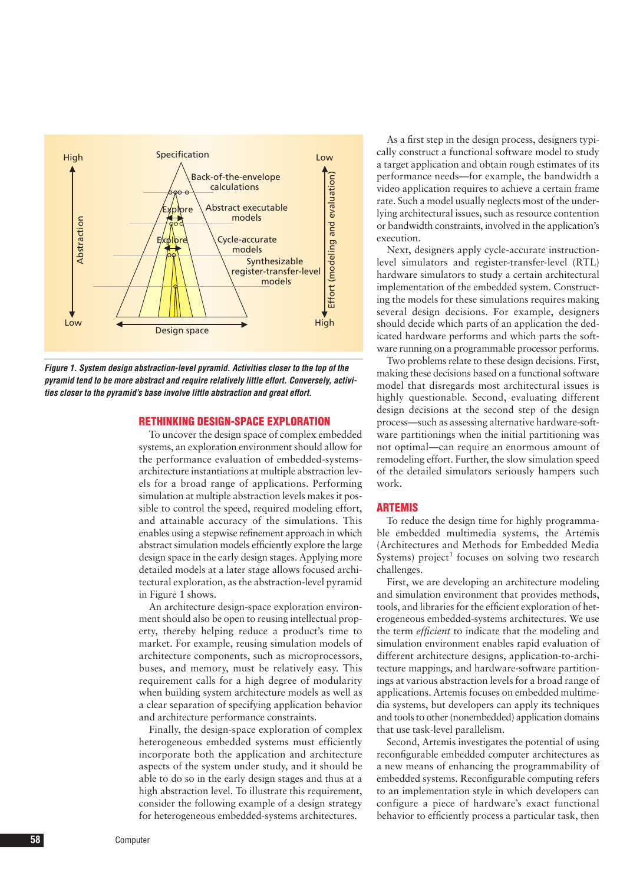Figure 1. System design abstraction-level pyramid. Activities closer to the top of the pyramid tend to be more abstract and require relatively little effort. Conversely, activities closer to the pyramid's base involve little abstraction and great effort.

## RETHINKING DESIGN-SPACE EXPLORATION

To uncover the design space of complex embedded systems, an exploration environment should allow for the performance evaluation of embedded-systems-architecture instantiations at multiple abstraction levels for a broad range of applications. Performing simulation at multiple abstraction levels makes it possible to control the speed, required modeling effort, and attainable accuracy of the simulations. This enables using a stepwise refinement approach in which abstract simulation models efficiently explore the large design space in the early design stages. Applying more detailed models at a later stage allows focused architectural exploration, as the abstraction-level pyramid in Figure 1 shows.

An architecture design-space exploration environment should also be open to reusing intellectual property, thereby helping reduce a product's time to market. For example, reusing simulation models of architecture components, such as microprocessors, buses, and memory, must be relatively easy. This requirement calls for a high degree of modularity when building system architecture models as well as a clear separation of specifying application behavior and architecture performance constraints.

Finally, the design-space exploration of complex heterogeneous embedded systems must efficiently incorporate both the application and architecture aspects of the system under study, and it should be able to do so in the early design stages and thus at a high abstraction level. To illustrate this requirement, consider the following example of a design strategy for heterogeneous embedded-systems architectures.

As a first step in the design process, designers typically construct a functional software model to study a target application and obtain rough estimates of its performance needs—for example, the bandwidth a video application requires to achieve a certain frame rate. Such a model usually neglects most of the underlying architectural issues, such as resource contention or bandwidth constraints, involved in the application's execution.

Next, designers apply cycle-accurate instruction-level simulators and register-transfer-level (RTL) hardware simulators to study a certain architectural implementation of the embedded system. Constructing the models for these simulations requires making several design decisions. For example, designers should decide which parts of an application the dedicated hardware performs and which parts the software running on a programmable processor performs.

Two problems relate to these design decisions. First, making these decisions based on a functional software model that disregards most architectural issues is highly questionable. Second, evaluating different design decisions at the second step of the design process—such as assessing alternative hardware-software partitionings when the initial partitioning was not optimal—can require an enormous amount of remodeling effort. Further, the slow simulation speed of the detailed simulators seriously hampers such work.

## ARTEMIS

To reduce the design time for highly programmable embedded multimedia systems, the Artemis (Architectures and Methods for Embedded Media Systems) project[1] focuses on solving two research challenges.

First, we are developing an architecture modeling and simulation environment that provides methods, tools, and libraries for the efficient exploration of heterogeneous embedded-systems architectures. We use the term *efficient* to indicate that the modeling and simulation environment enables rapid evaluation of different architecture designs, application-to-architecture mappings, and hardware-software partitionings at various abstraction levels for a broad range of applications. Artemis focuses on embedded multimedia systems, but developers can apply its techniques and tools to other (nonembedded) application domains that use task-level parallelism.

Second, Artemis investigates the potential of using reconfigurable embedded computer architectures as a new means of enhancing the programmability of embedded systems. Reconfigurable computing refers to an implementation style in which developers can configure a piece of hardware's exact functional behavior to efficiently process a particular task, then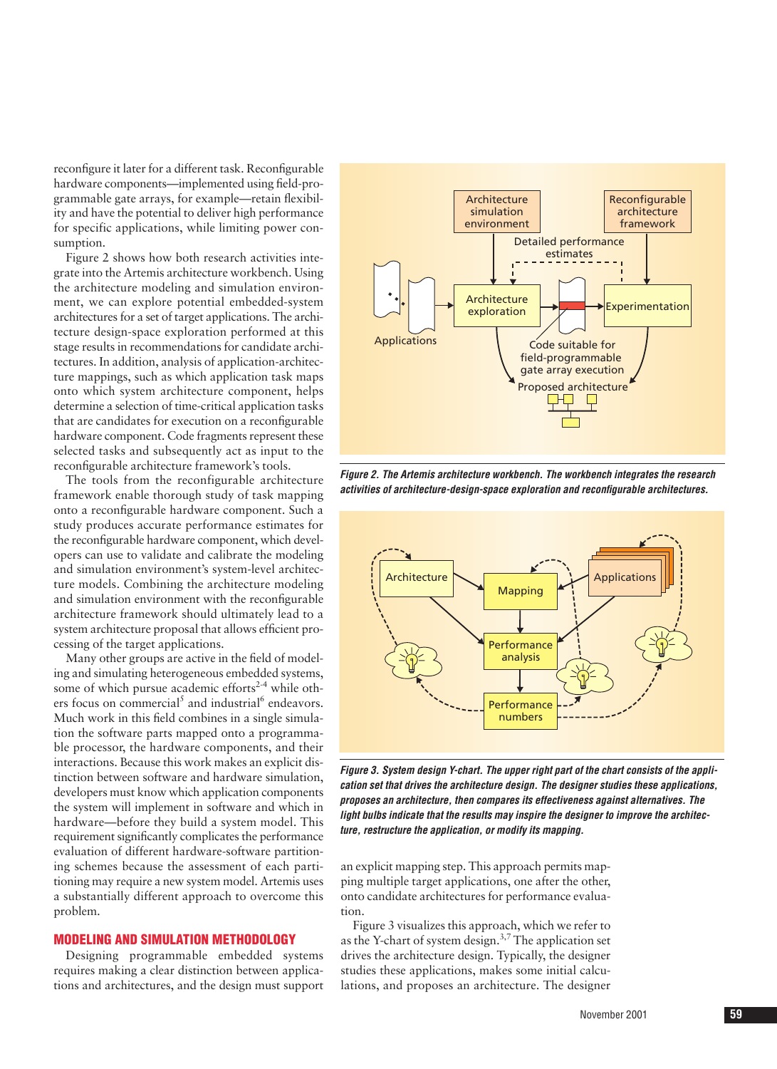reconfigure it later for a different task. Reconfigurable hardware components—implemented using field-programmable gate arrays, for example—retain flexibility and have the potential to deliver high performance for specific applications, while limiting power consumption.

Figure 2 shows how both research activities integrate into the Artemis architecture workbench. Using the architecture modeling and simulation environment, we can explore potential embedded-system architectures for a set of target applications. The architecture design-space exploration performed at this stage results in recommendations for candidate architectures. In addition, analysis of application-architecture mappings, such as which application task maps onto which system architecture component, helps determine a selection of time-critical application tasks that are candidates for execution on a reconfigurable hardware component. Code fragments represent these selected tasks and subsequently act as input to the reconfigurable architecture framework's tools.

The tools from the reconfigurable architecture framework enable thorough study of task mapping onto a reconfigurable hardware component. Such a study produces accurate performance estimates for the reconfigurable hardware component, which developers can use to validate and calibrate the modeling and simulation environment's system-level architecture models. Combining the architecture modeling and simulation environment with the reconfigurable architecture framework should ultimately lead to a system architecture proposal that allows efficient processing of the target applications.

Many other groups are active in the field of modeling and simulating heterogeneous embedded systems, some of which pursue academic efforts[2-4] while others focus on commercial[5] and industrial[6] endeavors. Much work in this field combines in a single simulation the software parts mapped onto a programmable processor, the hardware components, and their interactions. Because this work makes an explicit distinction between software and hardware simulation, developers must know which application components the system will implement in software and which in hardware—before they build a system model. This requirement significantly complicates the performance evaluation of different hardware-software partitioning schemes because the assessment of each partitioning may require a new system model. Artemis uses a substantially different approach to overcome this problem.

## MODELING AND SIMULATION METHODOLOGY

Designing programmable embedded systems requires making a clear distinction between applications and architectures, and the design must support an explicit mapping step. This approach permits mapping multiple target applications, one after the other, onto candidate architectures for performance evaluation.

Figure 3 visualizes this approach, which we refer to as the Y-chart of system design.[3,7] The application set drives the architecture design. Typically, the designer studies these applications, makes some initial calculations, and proposes an architecture. The designer

Architecture simulation environment
Reconfigurable architecture framework
Detailed performance estimates
Applications
Architecture exploration
Experimentation
Code suitable for field-programmable gate array execution
Proposed architecture

*Figure 2. The Artemis architecture workbench. The workbench integrates the research activities of architecture-design-space exploration and reconfigurable architectures.*

Architecture
Mapping
Applications
Performance analysis
Performance numbers

*Figure 3. System design Y-chart. The upper right part of the chart consists of the application set that drives the architecture design. The designer studies these applications, proposes an architecture, then compares its effectiveness against alternatives. The light bulbs indicate that the results may inspire the designer to improve the architecture, restructure the application, or modify its mapping.*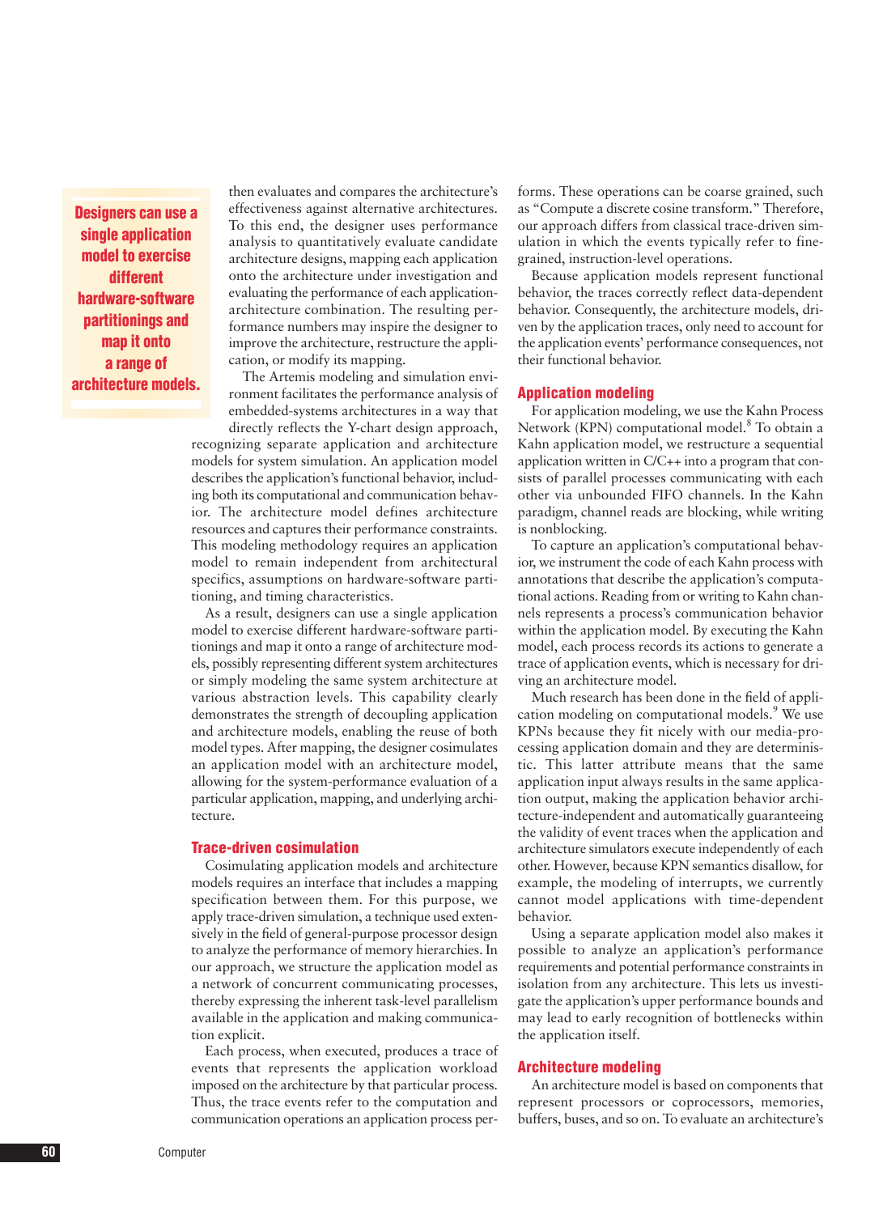**Designers can use a single application model to exercise different hardware-software partitionings and map it onto a range of architecture models.**

then evaluates and compares the architecture's effectiveness against alternative architectures. To this end, the designer uses performance analysis to quantitatively evaluate candidate architecture designs, mapping each application onto the architecture under investigation and evaluating the performance of each application-architecture combination. The resulting performance numbers may inspire the designer to improve the architecture, restructure the application, or modify its mapping.

The Artemis modeling and simulation environment facilitates the performance analysis of embedded-systems architectures in a way that directly reflects the Y-chart design approach, recognizing separate application and architecture models for system simulation. An application model describes the application's functional behavior, including both its computational and communication behavior. The architecture model defines architecture resources and captures their performance constraints. This modeling methodology requires an application model to remain independent from architectural specifics, assumptions on hardware-software partitioning, and timing characteristics.

As a result, designers can use a single application model to exercise different hardware-software partitionings and map it onto a range of architecture models, possibly representing different system architectures or simply modeling the same system architecture at various abstraction levels. This capability clearly demonstrates the strength of decoupling application and architecture models, enabling the reuse of both model types. After mapping, the designer cosimulates an application model with an architecture model, allowing for the system-performance evaluation of a particular application, mapping, and underlying architecture.

## Trace-driven cosimulation

Cosimulating application models and architecture models requires an interface that includes a mapping specification between them. For this purpose, we apply trace-driven simulation, a technique used extensively in the field of general-purpose processor design to analyze the performance of memory hierarchies. In our approach, we structure the application model as a network of concurrent communicating processes, thereby expressing the inherent task-level parallelism available in the application and making communication explicit.

Each process, when executed, produces a trace of events that represents the application workload imposed on the architecture by that particular process. Thus, the trace events refer to the computation and communication operations an application process performs. These operations can be coarse grained, such as "Compute a discrete cosine transform." Therefore, our approach differs from classical trace-driven simulation in which the events typically refer to fine-grained, instruction-level operations.

Because application models represent functional behavior, the traces correctly reflect data-dependent behavior. Consequently, the architecture models, driven by the application traces, only need to account for the application events' performance consequences, not their functional behavior.

## Application modeling

For application modeling, we use the Kahn Process Network (KPN) computational model.[8] To obtain a Kahn application model, we restructure a sequential application written in C/C++ into a program that consists of parallel processes communicating with each other via unbounded FIFO channels. In the Kahn paradigm, channel reads are blocking, while writing is nonblocking.

To capture an application's computational behavior, we instrument the code of each Kahn process with annotations that describe the application's computational actions. Reading from or writing to Kahn channels represents a process's communication behavior within the application model. By executing the Kahn model, each process records its actions to generate a trace of application events, which is necessary for driving an architecture model.

Much research has been done in the field of application modeling on computational models.[9] We use KPNs because they fit nicely with our media-processing application domain and they are deterministic. This latter attribute means that the same application input always results in the same application output, making the application behavior architecture-independent and automatically guaranteeing the validity of event traces when the application and architecture simulators execute independently of each other. However, because KPN semantics disallow, for example, the modeling of interrupts, we currently cannot model applications with time-dependent behavior.

Using a separate application model also makes it possible to analyze an application's performance requirements and potential performance constraints in isolation from any architecture. This lets us investigate the application's upper performance bounds and may lead to early recognition of bottlenecks within the application itself.

## Architecture modeling

An architecture model is based on components that represent processors or coprocessors, memories, buffers, buses, and so on. To evaluate an architecture's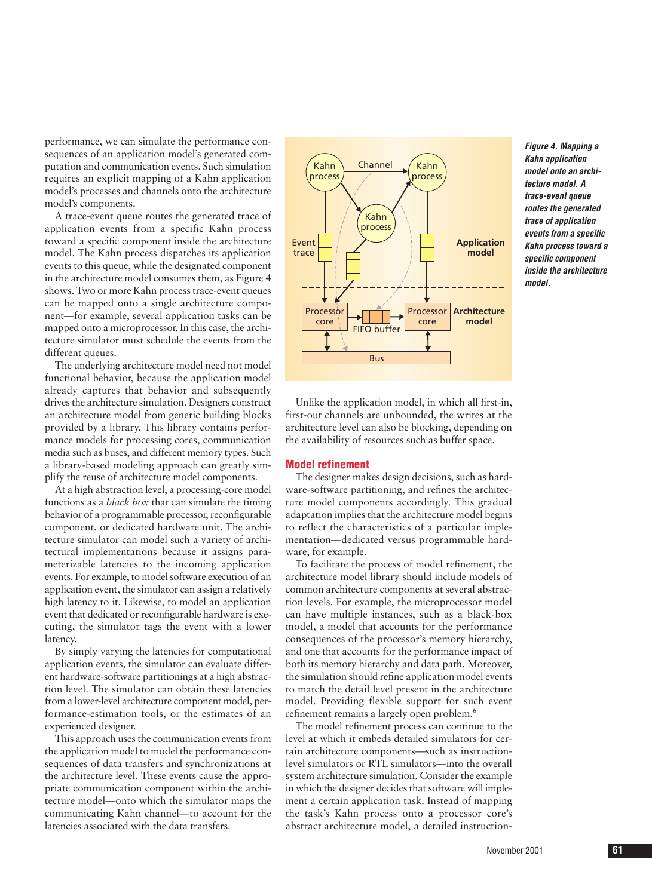performance, we can simulate the performance consequences of an application model's generated computation and communication events. Such simulation requires an explicit mapping of a Kahn application model's processes and channels onto the architecture model's components.

A trace-event queue routes the generated trace of application events from a specific Kahn process toward a specific component inside the architecture model. The Kahn process dispatches its application events to this queue, while the designated component in the architecture model consumes them, as Figure 4 shows. Two or more Kahn process trace-event queues can be mapped onto a single architecture component—for example, several application tasks can be mapped onto a microprocessor. In this case, the architecture simulator must schedule the events from the different queues.

The underlying architecture model need not model functional behavior, because the application model already captures that behavior and subsequently drives the architecture simulation. Designers construct an architecture model from generic building blocks provided by a library. This library contains performance models for processing cores, communication media such as buses, and different memory types. Such a library-based modeling approach can greatly simplify the reuse of architecture model components.

At a high abstraction level, a processing-core model functions as a *black box* that can simulate the timing behavior of a programmable processor, reconfigurable component, or dedicated hardware unit. The architecture simulator can model such a variety of architectural implementations because it assigns parameterizable latencies to the incoming application events. For example, to model software execution of an application event, the simulator can assign a relatively high latency to it. Likewise, to model an application event that dedicated or reconfigurable hardware is executing, the simulator tags the event with a lower latency.

By simply varying the latencies for computational application events, the simulator can evaluate different hardware-software partitionings at a high abstraction level. The simulator can obtain these latencies from a lower-level architecture component model, performance-estimation tools, or the estimates of an experienced designer.

This approach uses the communication events from the application model to model the performance consequences of data transfers and synchronizations at the architecture level. These events cause the appropriate communication component within the architecture model—onto which the simulator maps the communicating Kahn channel—to account for the latencies associated with the data transfers.

*Figure 4. Mapping a Kahn application model onto an architecture model. A trace-event queue routes the generated trace of application events from a specific Kahn process toward a specific component inside the architecture model.*

Unlike the application model, in which all first-in, first-out channels are unbounded, the writes at the architecture level can also be blocking, depending on the availability of resources such as buffer space.

## Model refinement

The designer makes design decisions, such as hardware-software partitioning, and refines the architecture model components accordingly. This gradual adaptation implies that the architecture model begins to reflect the characteristics of a particular implementation—dedicated versus programmable hardware, for example.

To facilitate the process of model refinement, the architecture model library should include models of common architecture components at several abstraction levels. For example, the microprocessor model can have multiple instances, such as a black-box model, a model that accounts for the performance consequences of the processor's memory hierarchy, and one that accounts for the performance impact of both its memory hierarchy and data path. Moreover, the simulation should refine application model events to match the detail level present in the architecture model. Providing flexible support for such event refinement remains a largely open problem.[6]

The model refinement process can continue to the level at which it embeds detailed simulators for certain architecture components—such as instruction-level simulators or RTL simulators—into the overall system architecture simulation. Consider the example in which the designer decides that software will implement a certain application task. Instead of mapping the task's Kahn process onto a processor core's abstract architecture model, a detailed instruction-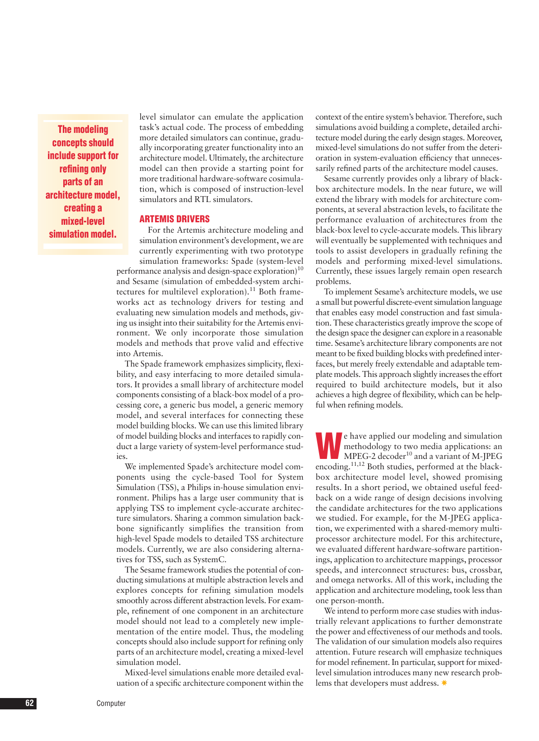level simulator can emulate the application task's actual code. The process of embedding more detailed simulators can continue, gradually incorporating greater functionality into an architecture model. Ultimately, the architecture model can then provide a starting point for more traditional hardware-software cosimulation, which is composed of instruction-level simulators and RTL simulators.

> **The modeling concepts should include support for refining only parts of an architecture model, creating a mixed-level simulation model.**

## ARTEMIS DRIVERS

For the Artemis architecture modeling and simulation environment's development, we are currently experimenting with two prototype simulation frameworks: Spade (system-level performance analysis and design-space exploration)[10] and Sesame (simulation of embedded-system architectures for multilevel exploration).[11] Both frameworks act as technology drivers for testing and evaluating new simulation models and methods, giving us insight into their suitability for the Artemis environment. We only incorporate those simulation models and methods that prove valid and effective into Artemis.

The Spade framework emphasizes simplicity, flexibility, and easy interfacing to more detailed simulators. It provides a small library of architecture model components consisting of a black-box model of a processing core, a generic bus model, a generic memory model, and several interfaces for connecting these model building blocks. We can use this limited library of model building blocks and interfaces to rapidly conduct a large variety of system-level performance studies.

We implemented Spade's architecture model components using the cycle-based Tool for System Simulation (TSS), a Philips in-house simulation environment. Philips has a large user community that is applying TSS to implement cycle-accurate architecture simulators. Sharing a common simulation backbone significantly simplifies the transition from high-level Spade models to detailed TSS architecture models. Currently, we are also considering alternatives for TSS, such as SystemC.

The Sesame framework studies the potential of conducting simulations at multiple abstraction levels and explores concepts for refining simulation models smoothly across different abstraction levels. For example, refinement of one component in an architecture model should not lead to a completely new implementation of the entire model. Thus, the modeling concepts should also include support for refining only parts of an architecture model, creating a mixed-level simulation model.

Mixed-level simulations enable more detailed evaluation of a specific architecture component within the context of the entire system's behavior. Therefore, such simulations avoid building a complete, detailed architecture model during the early design stages. Moreover, mixed-level simulations do not suffer from the deterioration in system-evaluation efficiency that unnecessarily refined parts of the architecture model causes.

Sesame currently provides only a library of black-box architecture models. In the near future, we will extend the library with models for architecture components, at several abstraction levels, to facilitate the performance evaluation of architectures from the black-box level to cycle-accurate models. This library will eventually be supplemented with techniques and tools to assist developers in gradually refining the models and performing mixed-level simulations. Currently, these issues largely remain open research problems.

To implement Sesame's architecture models, we use a small but powerful discrete-event simulation language that enables easy model construction and fast simulation. These characteristics greatly improve the scope of the design space the designer can explore in a reasonable time. Sesame's architecture library components are not meant to be fixed building blocks with predefined interfaces, but merely freely extendable and adaptable template models. This approach slightly increases the effort required to build architecture models, but it also achieves a high degree of flexibility, which can be helpful when refining models.

We have applied our modeling and simulation methodology to two media applications: an MPEG-2 decoder[10] and a variant of M-JPEG encoding.[11,12] Both studies, performed at the black-box architecture model level, showed promising results. In a short period, we obtained useful feedback on a wide range of design decisions involving the candidate architectures for the two applications we studied. For example, for the M-JPEG application, we experimented with a shared-memory multiprocessor architecture model. For this architecture, we evaluated different hardware-software partitionings, application to architecture mappings, processor speeds, and interconnect structures: bus, crossbar, and omega networks. All of this work, including the application and architecture modeling, took less than one person-month.

We intend to perform more case studies with industrially relevant applications to further demonstrate the power and effectiveness of our methods and tools. The validation of our simulation models also requires attention. Future research will emphasize techniques for model refinement. In particular, support for mixed-level simulation introduces many new research problems that developers must address. ✷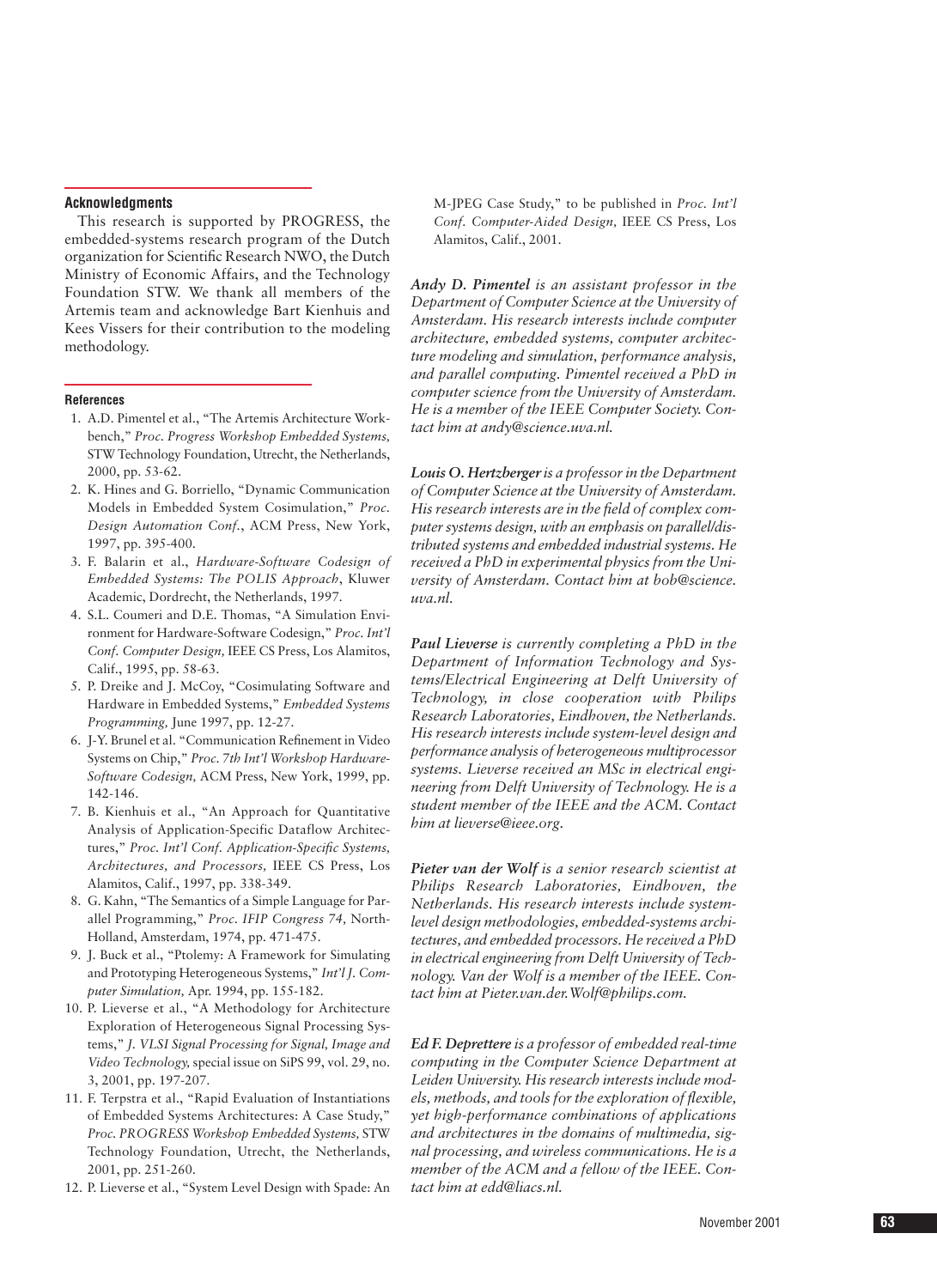## Acknowledgments

This research is supported by PROGRESS, the embedded-systems research program of the Dutch organization for Scientific Research NWO, the Dutch Ministry of Economic Affairs, and the Technology Foundation STW. We thank all members of the Artemis team and acknowledge Bart Kienhuis and Kees Vissers for their contribution to the modeling methodology.

## References

1. A.D. Pimentel et al., "The Artemis Architecture Workbench," *Proc. Progress Workshop Embedded Systems,* STW Technology Foundation, Utrecht, the Netherlands, 2000, pp. 53-62.
2. K. Hines and G. Borriello, "Dynamic Communication Models in Embedded System Cosimulation," *Proc. Design Automation Conf.*, ACM Press, New York, 1997, pp. 395-400.
3. F. Balarin et al., *Hardware-Software Codesign of Embedded Systems: The POLIS Approach*, Kluwer Academic, Dordrecht, the Netherlands, 1997.
4. S.L. Coumeri and D.E. Thomas, "A Simulation Environment for Hardware-Software Codesign," *Proc. Int'l Conf. Computer Design,* IEEE CS Press, Los Alamitos, Calif., 1995, pp. 58-63.
5. P. Dreike and J. McCoy, "Cosimulating Software and Hardware in Embedded Systems," *Embedded Systems Programming,* June 1997, pp. 12-27.
6. J-Y. Brunel et al. "Communication Refinement in Video Systems on Chip," *Proc. 7th Int'l Workshop Hardware-Software Codesign,* ACM Press, New York, 1999, pp. 142-146.
7. B. Kienhuis et al., "An Approach for Quantitative Analysis of Application-Specific Dataflow Architectures," *Proc. Int'l Conf. Application-Specific Systems, Architectures, and Processors,* IEEE CS Press, Los Alamitos, Calif., 1997, pp. 338-349.
8. G. Kahn, "The Semantics of a Simple Language for Parallel Programming," *Proc. IFIP Congress 74,* North-Holland, Amsterdam, 1974, pp. 471-475.
9. J. Buck et al., "Ptolemy: A Framework for Simulating and Prototyping Heterogeneous Systems," *Int'l J. Computer Simulation,* Apr. 1994, pp. 155-182.
10. P. Lieverse et al., "A Methodology for Architecture Exploration of Heterogeneous Signal Processing Systems," *J. VLSI Signal Processing for Signal, Image and Video Technology,* special issue on SiPS 99, vol. 29, no. 3, 2001, pp. 197-207.
11. F. Terpstra et al., "Rapid Evaluation of Instantiations of Embedded Systems Architectures: A Case Study," *Proc. PROGRESS Workshop Embedded Systems,* STW Technology Foundation, Utrecht, the Netherlands, 2001, pp. 251-260.
12. P. Lieverse et al., "System Level Design with Spade: An M-JPEG Case Study," to be published in *Proc. Int'l Conf. Computer-Aided Design,* IEEE CS Press, Los Alamitos, Calif., 2001.

***Andy D. Pimentel*** *is an assistant professor in the Department of Computer Science at the University of Amsterdam. His research interests include computer architecture, embedded systems, computer architecture modeling and simulation, performance analysis, and parallel computing. Pimentel received a PhD in computer science from the University of Amsterdam. He is a member of the IEEE Computer Society. Contact him at andy@science.uva.nl.*

***Louis O. Hertzberger*** *is a professor in the Department of Computer Science at the University of Amsterdam. His research interests are in the field of complex computer systems design, with an emphasis on parallel/distributed systems and embedded industrial systems. He received a PhD in experimental physics from the University of Amsterdam. Contact him at bob@science.uva.nl.*

***Paul Lieverse*** *is currently completing a PhD in the Department of Information Technology and Systems/Electrical Engineering at Delft University of Technology, in close cooperation with Philips Research Laboratories, Eindhoven, the Netherlands. His research interests include system-level design and performance analysis of heterogeneous multiprocessor systems. Lieverse received an MSc in electrical engineering from Delft University of Technology. He is a student member of the IEEE and the ACM. Contact him at lieverse@ieee.org.*

***Pieter van der Wolf*** *is a senior research scientist at Philips Research Laboratories, Eindhoven, the Netherlands. His research interests include system-level design methodologies, embedded-systems architectures, and embedded processors. He received a PhD in electrical engineering from Delft University of Technology. Van der Wolf is a member of the IEEE. Contact him at Pieter.van.der.Wolf@philips.com.*

***Ed F. Deprettere*** *is a professor of embedded real-time computing in the Computer Science Department at Leiden University. His research interests include models, methods, and tools for the exploration of flexible, yet high-performance combinations of applications and architectures in the domains of multimedia, signal processing, and wireless communications. He is a member of the ACM and a fellow of the IEEE. Contact him at edd@liacs.nl.*